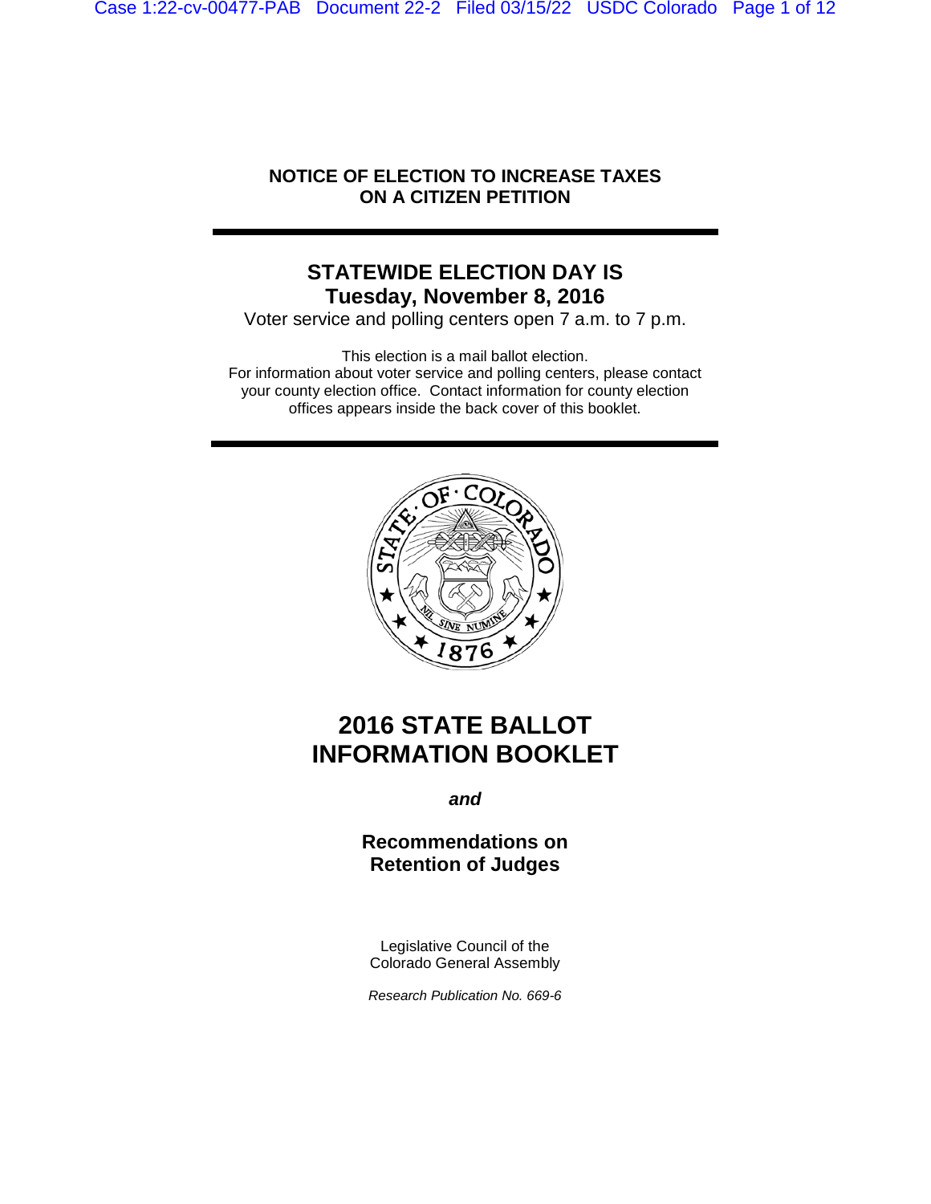**NOTICE OF ELECTION TO INCREASE TAXES ON A CITIZEN PETITION**

---

## STATEWIDE ELECTION DAY IS Tuesday, November 8, 2016

Voter service and polling centers open 7 a.m. to 7 p.m.

This election is a mail ballot election.
For information about voter service and polling centers, please contact your county election office. Contact information for county election offices appears inside the back cover of this booklet.

---

# 2016 STATE BALLOT INFORMATION BOOKLET

***and***

## Recommendations on Retention of Judges

Legislative Council of the
Colorado General Assembly

*Research Publication No. 669-6*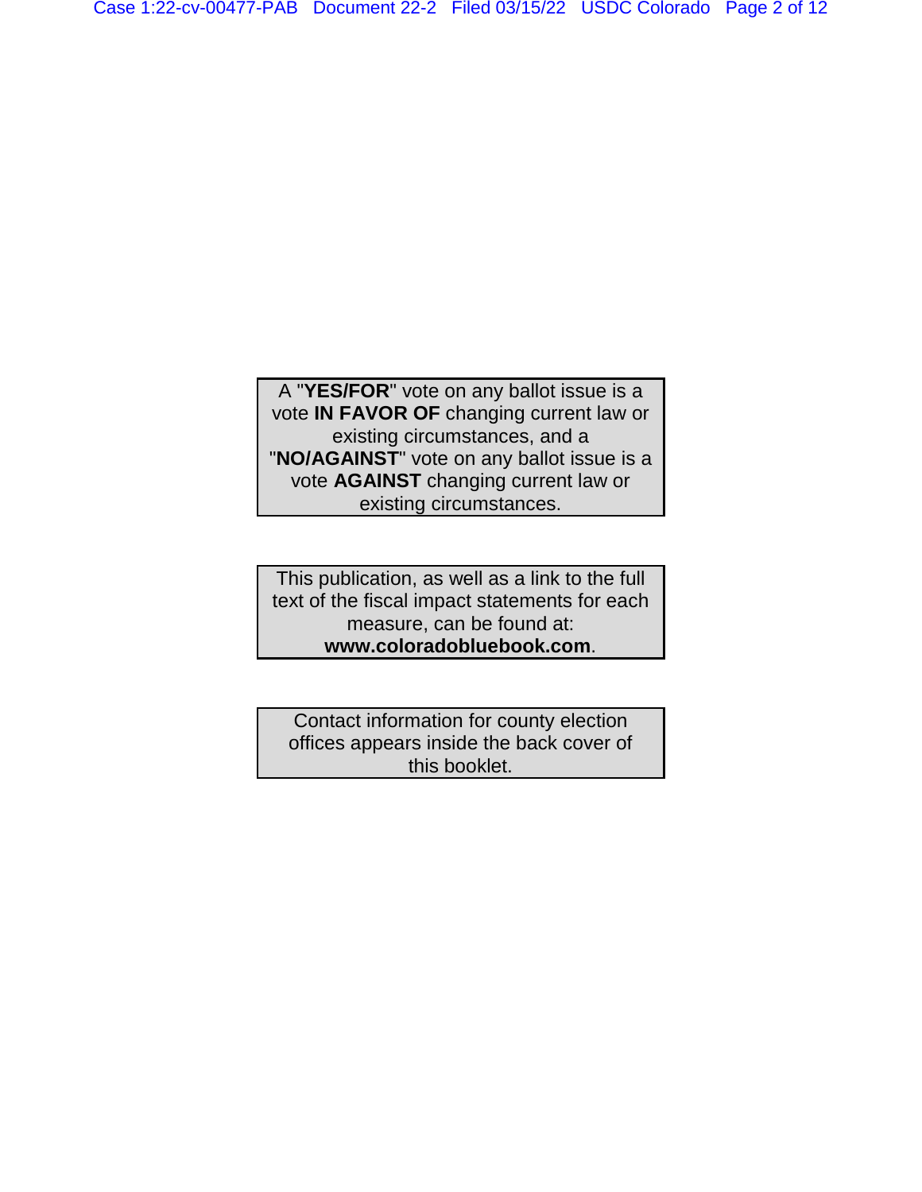A "**YES/FOR**" vote on any ballot issue is a vote **IN FAVOR OF** changing current law or existing circumstances, and a "**NO/AGAINST**" vote on any ballot issue is a vote **AGAINST** changing current law or existing circumstances.

This publication, as well as a link to the full text of the fiscal impact statements for each measure, can be found at: **www.coloradobluebook.com**.

Contact information for county election offices appears inside the back cover of this booklet.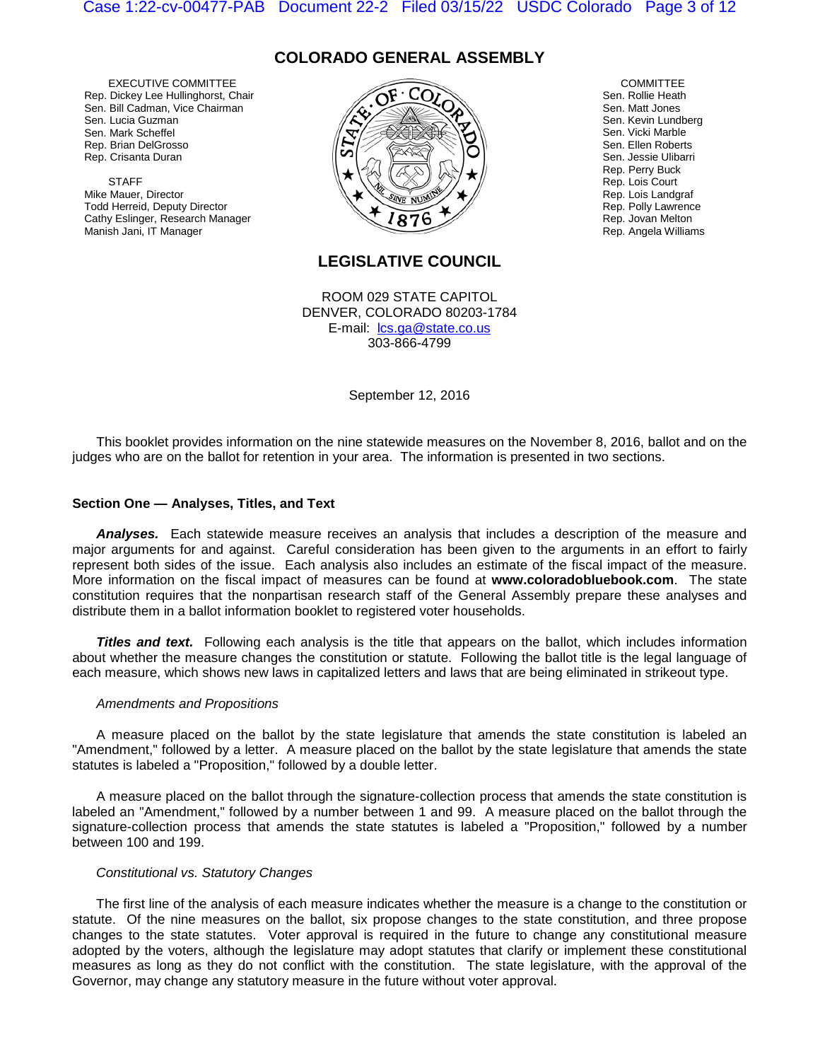## COLORADO GENERAL ASSEMBLY

EXECUTIVE COMMITTEE
Rep. Dickey Lee Hullinghorst, Chair
Sen. Bill Cadman, Vice Chairman
Sen. Lucia Guzman
Sen. Mark Scheffel
Rep. Brian DelGrosso
Rep. Crisanta Duran

STAFF
Mike Mauer, Director
Todd Herreid, Deputy Director
Cathy Eslinger, Research Manager
Manish Jani, IT Manager

COMMITTEE
Sen. Rollie Heath
Sen. Matt Jones
Sen. Kevin Lundberg
Sen. Vicki Marble
Sen. Ellen Roberts
Sen. Jessie Ulibarri
Rep. Perry Buck
Rep. Lois Court
Rep. Lois Landgraf
Rep. Polly Lawrence
Rep. Jovan Melton
Rep. Angela Williams

## LEGISLATIVE COUNCIL

ROOM 029 STATE CAPITOL
DENVER, COLORADO 80203-1784
E-mail: lcs.ga@state.co.us
303-866-4799

September 12, 2016

This booklet provides information on the nine statewide measures on the November 8, 2016, ballot and on the judges who are on the ballot for retention in your area. The information is presented in two sections.

### Section One — Analyses, Titles, and Text

***Analyses.*** Each statewide measure receives an analysis that includes a description of the measure and major arguments for and against. Careful consideration has been given to the arguments in an effort to fairly represent both sides of the issue. Each analysis also includes an estimate of the fiscal impact of the measure. More information on the fiscal impact of measures can be found at **www.coloradobluebook.com**. The state constitution requires that the nonpartisan research staff of the General Assembly prepare these analyses and distribute them in a ballot information booklet to registered voter households.

***Titles and text.*** Following each analysis is the title that appears on the ballot, which includes information about whether the measure changes the constitution or statute. Following the ballot title is the legal language of each measure, which shows new laws in capitalized letters and laws that are being eliminated in strikeout type.

*Amendments and Propositions*

A measure placed on the ballot by the state legislature that amends the state constitution is labeled an "Amendment," followed by a letter. A measure placed on the ballot by the state legislature that amends the state statutes is labeled a "Proposition," followed by a double letter.

A measure placed on the ballot through the signature-collection process that amends the state constitution is labeled an "Amendment," followed by a number between 1 and 99. A measure placed on the ballot through the signature-collection process that amends the state statutes is labeled a "Proposition," followed by a number between 100 and 199.

*Constitutional vs. Statutory Changes*

The first line of the analysis of each measure indicates whether the measure is a change to the constitution or statute. Of the nine measures on the ballot, six propose changes to the state constitution, and three propose changes to the state statutes. Voter approval is required in the future to change any constitutional measure adopted by the voters, although the legislature may adopt statutes that clarify or implement these constitutional measures as long as they do not conflict with the constitution. The state legislature, with the approval of the Governor, may change any statutory measure in the future without voter approval.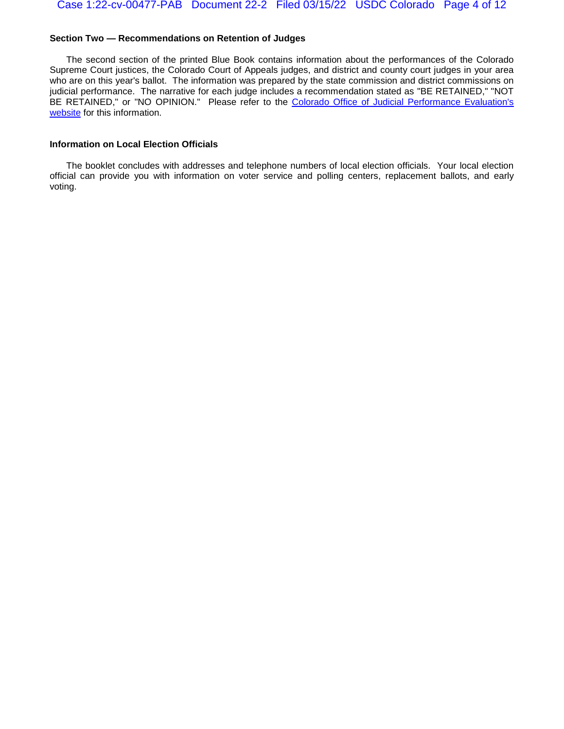**Section Two — Recommendations on Retention of Judges**

The second section of the printed Blue Book contains information about the performances of the Colorado Supreme Court justices, the Colorado Court of Appeals judges, and district and county court judges in your area who are on this year's ballot. The information was prepared by the state commission and district commissions on judicial performance. The narrative for each judge includes a recommendation stated as "BE RETAINED," "NOT BE RETAINED," or "NO OPINION." Please refer to the Colorado Office of Judicial Performance Evaluation's website for this information.

**Information on Local Election Officials**

The booklet concludes with addresses and telephone numbers of local election officials. Your local election official can provide you with information on voter service and polling centers, replacement ballots, and early voting.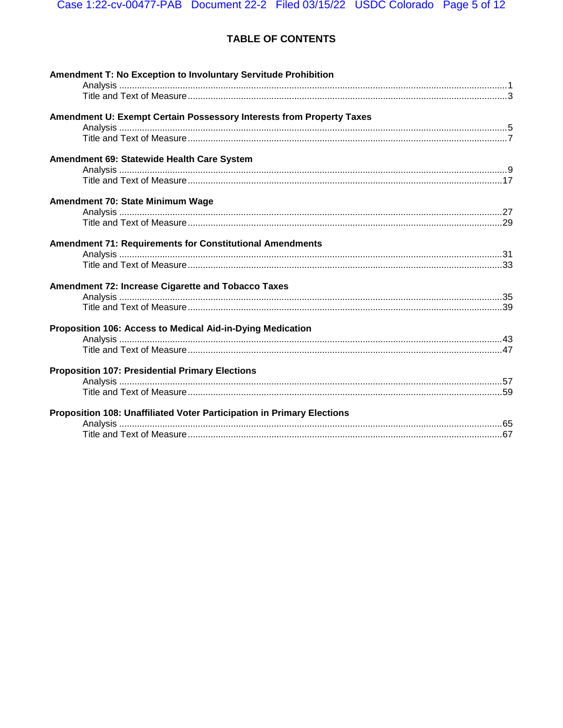# TABLE OF CONTENTS

**Amendment T: No Exception to Involuntary Servitude Prohibition**
- Analysis ........................................ 1
- Title and Text of Measure ........................................ 3

**Amendment U: Exempt Certain Possessory Interests from Property Taxes**
- Analysis ........................................ 5
- Title and Text of Measure ........................................ 7

**Amendment 69: Statewide Health Care System**
- Analysis ........................................ 9
- Title and Text of Measure ........................................ 17

**Amendment 70: State Minimum Wage**
- Analysis ........................................ 27
- Title and Text of Measure ........................................ 29

**Amendment 71: Requirements for Constitutional Amendments**
- Analysis ........................................ 31
- Title and Text of Measure ........................................ 33

**Amendment 72: Increase Cigarette and Tobacco Taxes**
- Analysis ........................................ 35
- Title and Text of Measure ........................................ 39

**Proposition 106: Access to Medical Aid-in-Dying Medication**
- Analysis ........................................ 43
- Title and Text of Measure ........................................ 47

**Proposition 107: Presidential Primary Elections**
- Analysis ........................................ 57
- Title and Text of Measure ........................................ 59

**Proposition 108: Unaffiliated Voter Participation in Primary Elections**
- Analysis ........................................ 65
- Title and Text of Measure ........................................ 67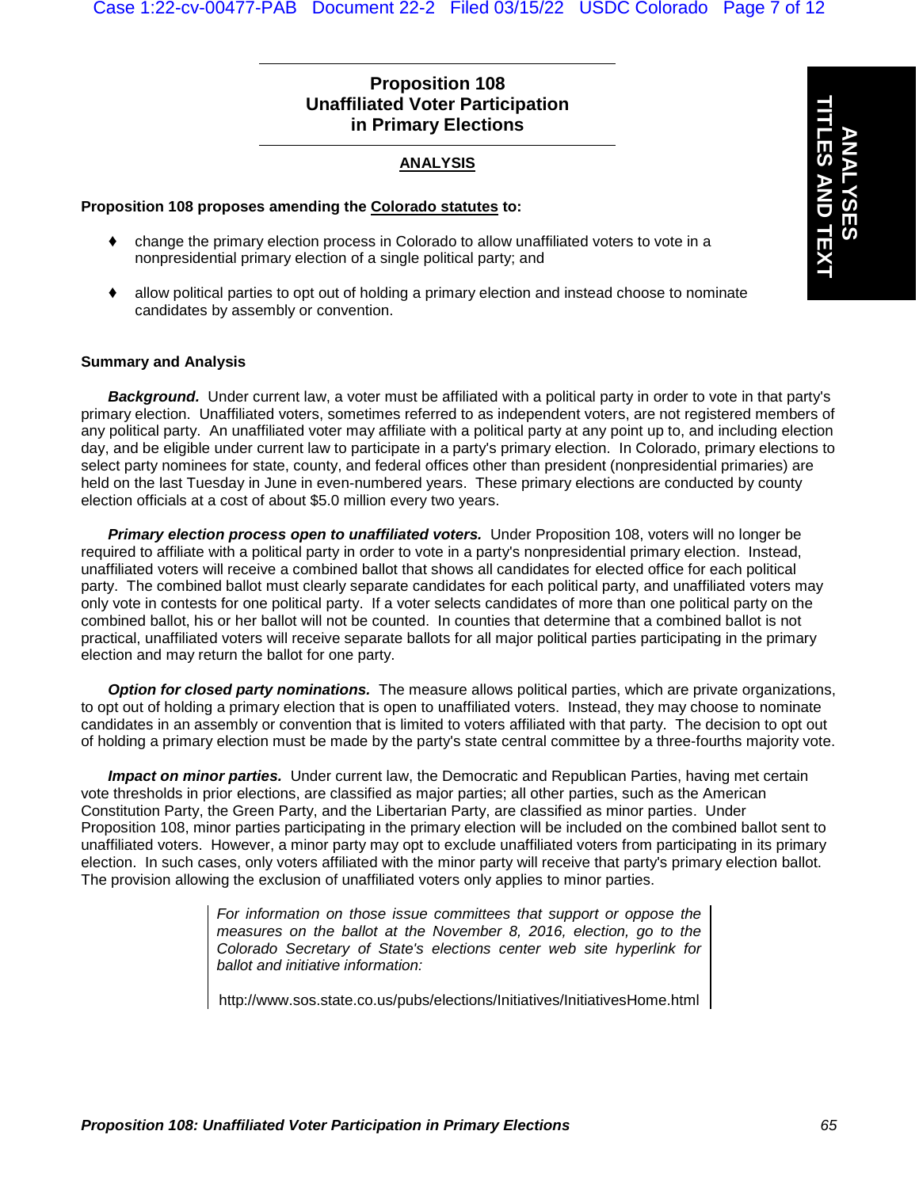# Proposition 108
# Unaffiliated Voter Participation in Primary Elections

## ANALYSIS

**Proposition 108 proposes amending the Colorado statutes to:**

- change the primary election process in Colorado to allow unaffiliated voters to vote in a nonpresidential primary election of a single political party; and
- allow political parties to opt out of holding a primary election and instead choose to nominate candidates by assembly or convention.

### Summary and Analysis

***Background.*** Under current law, a voter must be affiliated with a political party in order to vote in that party's primary election. Unaffiliated voters, sometimes referred to as independent voters, are not registered members of any political party. An unaffiliated voter may affiliate with a political party at any point up to, and including election day, and be eligible under current law to participate in a party's primary election. In Colorado, primary elections to select party nominees for state, county, and federal offices other than president (nonpresidential primaries) are held on the last Tuesday in June in even-numbered years. These primary elections are conducted by county election officials at a cost of about $5.0 million every two years.

***Primary election process open to unaffiliated voters.*** Under Proposition 108, voters will no longer be required to affiliate with a political party in order to vote in a party's nonpresidential primary election. Instead, unaffiliated voters will receive a combined ballot that shows all candidates for elected office for each political party. The combined ballot must clearly separate candidates for each political party, and unaffiliated voters may only vote in contests for one political party. If a voter selects candidates of more than one political party on the combined ballot, his or her ballot will not be counted. In counties that determine that a combined ballot is not practical, unaffiliated voters will receive separate ballots for all major political parties participating in the primary election and may return the ballot for one party.

***Option for closed party nominations.*** The measure allows political parties, which are private organizations, to opt out of holding a primary election that is open to unaffiliated voters. Instead, they may choose to nominate candidates in an assembly or convention that is limited to voters affiliated with that party. The decision to opt out of holding a primary election must be made by the party's state central committee by a three-fourths majority vote.

***Impact on minor parties.*** Under current law, the Democratic and Republican Parties, having met certain vote thresholds in prior elections, are classified as major parties; all other parties, such as the American Constitution Party, the Green Party, and the Libertarian Party, are classified as minor parties. Under Proposition 108, minor parties participating in the primary election will be included on the combined ballot sent to unaffiliated voters. However, a minor party may opt to exclude unaffiliated voters from participating in its primary election. In such cases, only voters affiliated with the minor party will receive that party's primary election ballot. The provision allowing the exclusion of unaffiliated voters only applies to minor parties.

*For information on those issue committees that support or oppose the measures on the ballot at the November 8, 2016, election, go to the Colorado Secretary of State's elections center web site hyperlink for ballot and initiative information:*

http://www.sos.state.co.us/pubs/elections/Initiatives/InitiativesHome.html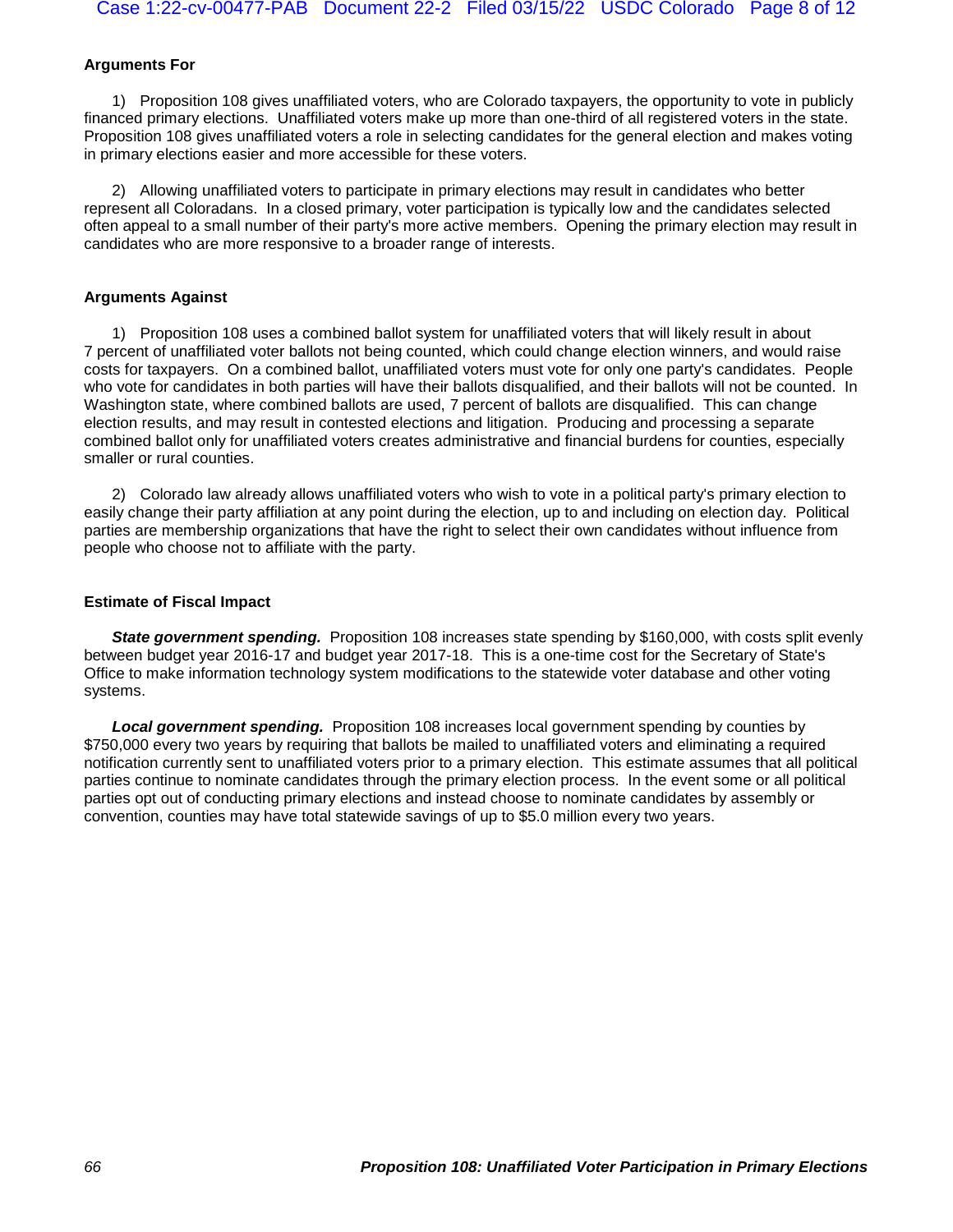### Arguments For

1) Proposition 108 gives unaffiliated voters, who are Colorado taxpayers, the opportunity to vote in publicly financed primary elections. Unaffiliated voters make up more than one-third of all registered voters in the state. Proposition 108 gives unaffiliated voters a role in selecting candidates for the general election and makes voting in primary elections easier and more accessible for these voters.

2) Allowing unaffiliated voters to participate in primary elections may result in candidates who better represent all Coloradans. In a closed primary, voter participation is typically low and the candidates selected often appeal to a small number of their party's more active members. Opening the primary election may result in candidates who are more responsive to a broader range of interests.

### Arguments Against

1) Proposition 108 uses a combined ballot system for unaffiliated voters that will likely result in about 7 percent of unaffiliated voter ballots not being counted, which could change election winners, and would raise costs for taxpayers. On a combined ballot, unaffiliated voters must vote for only one party's candidates. People who vote for candidates in both parties will have their ballots disqualified, and their ballots will not be counted. In Washington state, where combined ballots are used, 7 percent of ballots are disqualified. This can change election results, and may result in contested elections and litigation. Producing and processing a separate combined ballot only for unaffiliated voters creates administrative and financial burdens for counties, especially smaller or rural counties.

2) Colorado law already allows unaffiliated voters who wish to vote in a political party's primary election to easily change their party affiliation at any point during the election, up to and including on election day. Political parties are membership organizations that have the right to select their own candidates without influence from people who choose not to affiliate with the party.

### Estimate of Fiscal Impact

***State government spending.*** Proposition 108 increases state spending by $160,000, with costs split evenly between budget year 2016-17 and budget year 2017-18. This is a one-time cost for the Secretary of State's Office to make information technology system modifications to the statewide voter database and other voting systems.

***Local government spending.*** Proposition 108 increases local government spending by counties by $750,000 every two years by requiring that ballots be mailed to unaffiliated voters and eliminating a required notification currently sent to unaffiliated voters prior to a primary election. This estimate assumes that all political parties continue to nominate candidates through the primary election process. In the event some or all political parties opt out of conducting primary elections and instead choose to nominate candidates by assembly or convention, counties may have total statewide savings of up to $5.0 million every two years.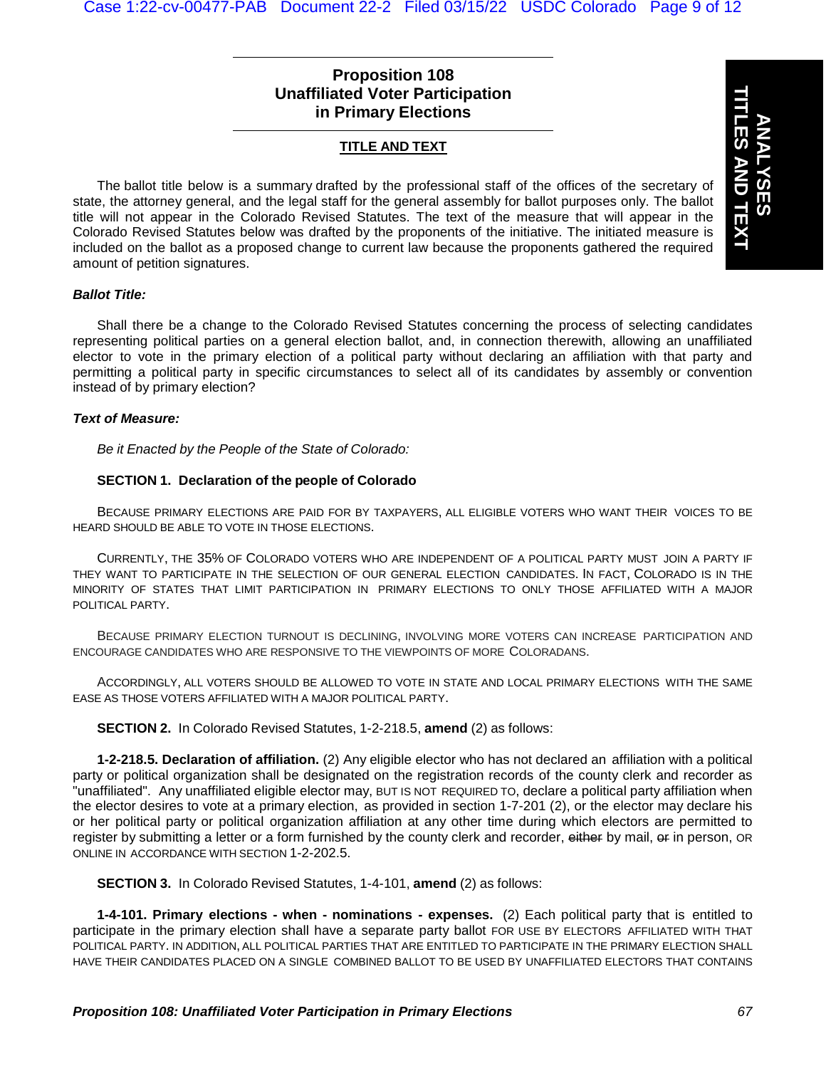## Proposition 108
## Unaffiliated Voter Participation in Primary Elections

### TITLE AND TEXT

The ballot title below is a summary drafted by the professional staff of the offices of the secretary of state, the attorney general, and the legal staff for the general assembly for ballot purposes only. The ballot title will not appear in the Colorado Revised Statutes. The text of the measure that will appear in the Colorado Revised Statutes below was drafted by the proponents of the initiative. The initiated measure is included on the ballot as a proposed change to current law because the proponents gathered the required amount of petition signatures.

***Ballot Title:***

Shall there be a change to the Colorado Revised Statutes concerning the process of selecting candidates representing political parties on a general election ballot, and, in connection therewith, allowing an unaffiliated elector to vote in the primary election of a political party without declaring an affiliation with that party and permitting a political party in specific circumstances to select all of its candidates by assembly or convention instead of by primary election?

***Text of Measure:***

*Be it Enacted by the People of the State of Colorado:*

**SECTION 1. Declaration of the people of Colorado**

BECAUSE PRIMARY ELECTIONS ARE PAID FOR BY TAXPAYERS, ALL ELIGIBLE VOTERS WHO WANT THEIR VOICES TO BE HEARD SHOULD BE ABLE TO VOTE IN THOSE ELECTIONS.

CURRENTLY, THE 35% OF COLORADO VOTERS WHO ARE INDEPENDENT OF A POLITICAL PARTY MUST JOIN A PARTY IF THEY WANT TO PARTICIPATE IN THE SELECTION OF OUR GENERAL ELECTION CANDIDATES. IN FACT, COLORADO IS IN THE MINORITY OF STATES THAT LIMIT PARTICIPATION IN PRIMARY ELECTIONS TO ONLY THOSE AFFILIATED WITH A MAJOR POLITICAL PARTY.

BECAUSE PRIMARY ELECTION TURNOUT IS DECLINING, INVOLVING MORE VOTERS CAN INCREASE PARTICIPATION AND ENCOURAGE CANDIDATES WHO ARE RESPONSIVE TO THE VIEWPOINTS OF MORE COLORADANS.

ACCORDINGLY, ALL VOTERS SHOULD BE ALLOWED TO VOTE IN STATE AND LOCAL PRIMARY ELECTIONS WITH THE SAME EASE AS THOSE VOTERS AFFILIATED WITH A MAJOR POLITICAL PARTY.

**SECTION 2.** In Colorado Revised Statutes, 1-2-218.5, **amend** (2) as follows:

**1-2-218.5. Declaration of affiliation.** (2) Any eligible elector who has not declared an affiliation with a political party or political organization shall be designated on the registration records of the county clerk and recorder as "unaffiliated". Any unaffiliated eligible elector may, BUT IS NOT REQUIRED TO, declare a political party affiliation when the elector desires to vote at a primary election, as provided in section 1-7-201 (2), or the elector may declare his or her political party or political organization affiliation at any other time during which electors are permitted to register by submitting a letter or a form furnished by the county clerk and recorder, ~~either~~ by mail, ~~or~~ in person, OR ONLINE IN ACCORDANCE WITH SECTION 1-2-202.5.

**SECTION 3.** In Colorado Revised Statutes, 1-4-101, **amend** (2) as follows:

**1-4-101. Primary elections - when - nominations - expenses.** (2) Each political party that is entitled to participate in the primary election shall have a separate party ballot FOR USE BY ELECTORS AFFILIATED WITH THAT POLITICAL PARTY. IN ADDITION, ALL POLITICAL PARTIES THAT ARE ENTITLED TO PARTICIPATE IN THE PRIMARY ELECTION SHALL HAVE THEIR CANDIDATES PLACED ON A SINGLE COMBINED BALLOT TO BE USED BY UNAFFILIATED ELECTORS THAT CONTAINS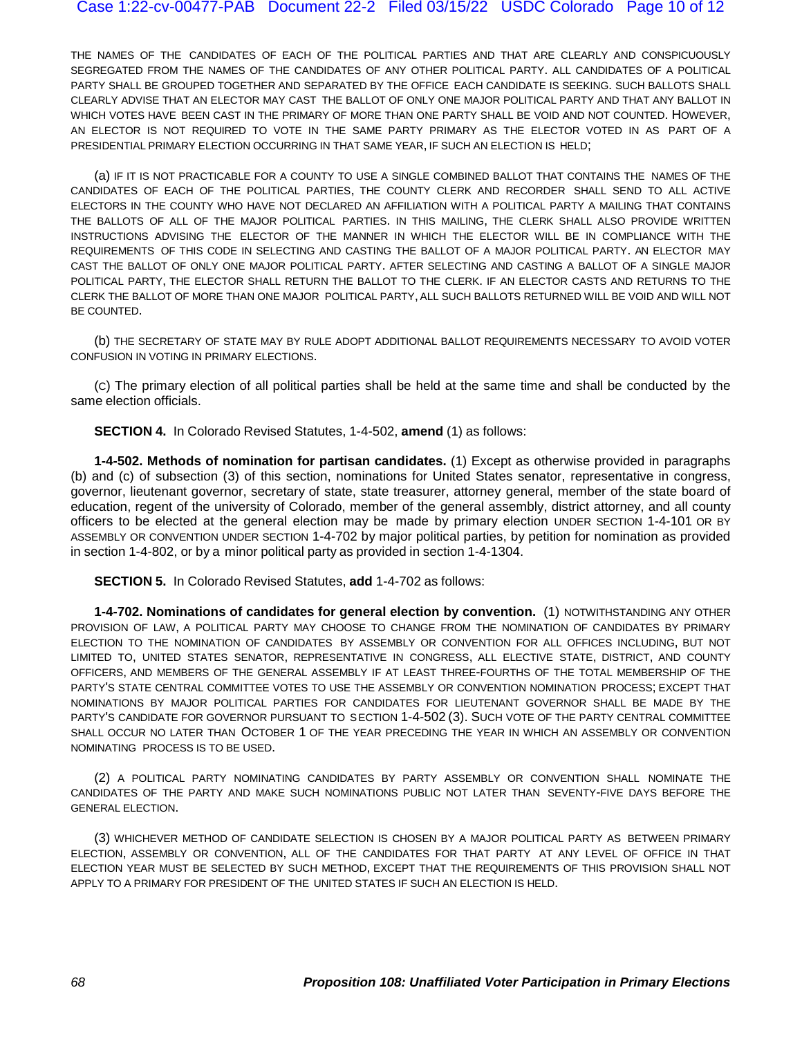THE NAMES OF THE CANDIDATES OF EACH OF THE POLITICAL PARTIES AND THAT ARE CLEARLY AND CONSPICUOUSLY SEGREGATED FROM THE NAMES OF THE CANDIDATES OF ANY OTHER POLITICAL PARTY. ALL CANDIDATES OF A POLITICAL PARTY SHALL BE GROUPED TOGETHER AND SEPARATED BY THE OFFICE EACH CANDIDATE IS SEEKING. SUCH BALLOTS SHALL CLEARLY ADVISE THAT AN ELECTOR MAY CAST THE BALLOT OF ONLY ONE MAJOR POLITICAL PARTY AND THAT ANY BALLOT IN WHICH VOTES HAVE BEEN CAST IN THE PRIMARY OF MORE THAN ONE PARTY SHALL BE VOID AND NOT COUNTED. HOWEVER, AN ELECTOR IS NOT REQUIRED TO VOTE IN THE SAME PARTY PRIMARY AS THE ELECTOR VOTED IN AS PART OF A PRESIDENTIAL PRIMARY ELECTION OCCURRING IN THAT SAME YEAR, IF SUCH AN ELECTION IS HELD;

(a) IF IT IS NOT PRACTICABLE FOR A COUNTY TO USE A SINGLE COMBINED BALLOT THAT CONTAINS THE NAMES OF THE CANDIDATES OF EACH OF THE POLITICAL PARTIES, THE COUNTY CLERK AND RECORDER SHALL SEND TO ALL ACTIVE ELECTORS IN THE COUNTY WHO HAVE NOT DECLARED AN AFFILIATION WITH A POLITICAL PARTY A MAILING THAT CONTAINS THE BALLOTS OF ALL OF THE MAJOR POLITICAL PARTIES. IN THIS MAILING, THE CLERK SHALL ALSO PROVIDE WRITTEN INSTRUCTIONS ADVISING THE ELECTOR OF THE MANNER IN WHICH THE ELECTOR WILL BE IN COMPLIANCE WITH THE REQUIREMENTS OF THIS CODE IN SELECTING AND CASTING THE BALLOT OF A MAJOR POLITICAL PARTY. AN ELECTOR MAY CAST THE BALLOT OF ONLY ONE MAJOR POLITICAL PARTY. AFTER SELECTING AND CASTING A BALLOT OF A SINGLE MAJOR POLITICAL PARTY, THE ELECTOR SHALL RETURN THE BALLOT TO THE CLERK. IF AN ELECTOR CASTS AND RETURNS TO THE CLERK THE BALLOT OF MORE THAN ONE MAJOR POLITICAL PARTY, ALL SUCH BALLOTS RETURNED WILL BE VOID AND WILL NOT BE COUNTED.

(b) THE SECRETARY OF STATE MAY BY RULE ADOPT ADDITIONAL BALLOT REQUIREMENTS NECESSARY TO AVOID VOTER CONFUSION IN VOTING IN PRIMARY ELECTIONS.

(C) The primary election of all political parties shall be held at the same time and shall be conducted by the same election officials.

**SECTION 4.** In Colorado Revised Statutes, 1-4-502, **amend** (1) as follows:

**1-4-502. Methods of nomination for partisan candidates.** (1) Except as otherwise provided in paragraphs (b) and (c) of subsection (3) of this section, nominations for United States senator, representative in congress, governor, lieutenant governor, secretary of state, state treasurer, attorney general, member of the state board of education, regent of the university of Colorado, member of the general assembly, district attorney, and all county officers to be elected at the general election may be made by primary election UNDER SECTION 1-4-101 OR BY ASSEMBLY OR CONVENTION UNDER SECTION 1-4-702 by major political parties, by petition for nomination as provided in section 1-4-802, or by a minor political party as provided in section 1-4-1304.

**SECTION 5.** In Colorado Revised Statutes, **add** 1-4-702 as follows:

**1-4-702. Nominations of candidates for general election by convention.** (1) NOTWITHSTANDING ANY OTHER PROVISION OF LAW, A POLITICAL PARTY MAY CHOOSE TO CHANGE FROM THE NOMINATION OF CANDIDATES BY PRIMARY ELECTION TO THE NOMINATION OF CANDIDATES BY ASSEMBLY OR CONVENTION FOR ALL OFFICES INCLUDING, BUT NOT LIMITED TO, UNITED STATES SENATOR, REPRESENTATIVE IN CONGRESS, ALL ELECTIVE STATE, DISTRICT, AND COUNTY OFFICERS, AND MEMBERS OF THE GENERAL ASSEMBLY IF AT LEAST THREE-FOURTHS OF THE TOTAL MEMBERSHIP OF THE PARTY'S STATE CENTRAL COMMITTEE VOTES TO USE THE ASSEMBLY OR CONVENTION NOMINATION PROCESS; EXCEPT THAT NOMINATIONS BY MAJOR POLITICAL PARTIES FOR CANDIDATES FOR LIEUTENANT GOVERNOR SHALL BE MADE BY THE PARTY'S CANDIDATE FOR GOVERNOR PURSUANT TO SECTION 1-4-502 (3). SUCH VOTE OF THE PARTY CENTRAL COMMITTEE SHALL OCCUR NO LATER THAN OCTOBER 1 OF THE YEAR PRECEDING THE YEAR IN WHICH AN ASSEMBLY OR CONVENTION NOMINATING PROCESS IS TO BE USED.

(2) A POLITICAL PARTY NOMINATING CANDIDATES BY PARTY ASSEMBLY OR CONVENTION SHALL NOMINATE THE CANDIDATES OF THE PARTY AND MAKE SUCH NOMINATIONS PUBLIC NOT LATER THAN SEVENTY-FIVE DAYS BEFORE THE GENERAL ELECTION.

(3) WHICHEVER METHOD OF CANDIDATE SELECTION IS CHOSEN BY A MAJOR POLITICAL PARTY AS BETWEEN PRIMARY ELECTION, ASSEMBLY OR CONVENTION, ALL OF THE CANDIDATES FOR THAT PARTY AT ANY LEVEL OF OFFICE IN THAT ELECTION YEAR MUST BE SELECTED BY SUCH METHOD, EXCEPT THAT THE REQUIREMENTS OF THIS PROVISION SHALL NOT APPLY TO A PRIMARY FOR PRESIDENT OF THE UNITED STATES IF SUCH AN ELECTION IS HELD.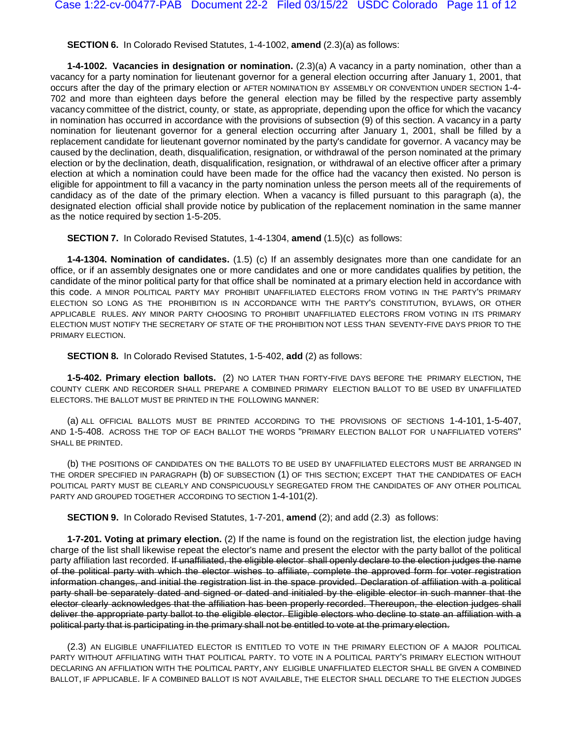**SECTION 6.** In Colorado Revised Statutes, 1-4-1002, **amend** (2.3)(a) as follows:

**1-4-1002. Vacancies in designation or nomination.** (2.3)(a) A vacancy in a party nomination, other than a vacancy for a party nomination for lieutenant governor for a general election occurring after January 1, 2001, that occurs after the day of the primary election or AFTER NOMINATION BY ASSEMBLY OR CONVENTION UNDER SECTION 1-4-702 and more than eighteen days before the general election may be filled by the respective party assembly vacancy committee of the district, county, or state, as appropriate, depending upon the office for which the vacancy in nomination has occurred in accordance with the provisions of subsection (9) of this section. A vacancy in a party nomination for lieutenant governor for a general election occurring after January 1, 2001, shall be filled by a replacement candidate for lieutenant governor nominated by the party's candidate for governor. A vacancy may be caused by the declination, death, disqualification, resignation, or withdrawal of the person nominated at the primary election or by the declination, death, disqualification, resignation, or withdrawal of an elective officer after a primary election at which a nomination could have been made for the office had the vacancy then existed. No person is eligible for appointment to fill a vacancy in the party nomination unless the person meets all of the requirements of candidacy as of the date of the primary election. When a vacancy is filled pursuant to this paragraph (a), the designated election official shall provide notice by publication of the replacement nomination in the same manner as the notice required by section 1-5-205.

**SECTION 7.** In Colorado Revised Statutes, 1-4-1304, **amend** (1.5)(c) as follows:

**1-4-1304. Nomination of candidates.** (1.5) (c) If an assembly designates more than one candidate for an office, or if an assembly designates one or more candidates and one or more candidates qualifies by petition, the candidate of the minor political party for that office shall be nominated at a primary election held in accordance with this code. A MINOR POLITICAL PARTY MAY PROHIBIT UNAFFILIATED ELECTORS FROM VOTING IN THE PARTY'S PRIMARY ELECTION SO LONG AS THE PROHIBITION IS IN ACCORDANCE WITH THE PARTY'S CONSTITUTION, BYLAWS, OR OTHER APPLICABLE RULES. ANY MINOR PARTY CHOOSING TO PROHIBIT UNAFFILIATED ELECTORS FROM VOTING IN ITS PRIMARY ELECTION MUST NOTIFY THE SECRETARY OF STATE OF THE PROHIBITION NOT LESS THAN SEVENTY-FIVE DAYS PRIOR TO THE PRIMARY ELECTION.

**SECTION 8.** In Colorado Revised Statutes, 1-5-402, **add** (2) as follows:

**1-5-402. Primary election ballots.** (2) NO LATER THAN FORTY-FIVE DAYS BEFORE THE PRIMARY ELECTION, THE COUNTY CLERK AND RECORDER SHALL PREPARE A COMBINED PRIMARY ELECTION BALLOT TO BE USED BY UNAFFILIATED ELECTORS. THE BALLOT MUST BE PRINTED IN THE FOLLOWING MANNER:

(a) ALL OFFICIAL BALLOTS MUST BE PRINTED ACCORDING TO THE PROVISIONS OF SECTIONS 1-4-101, 1-5-407, AND 1-5-408. ACROSS THE TOP OF EACH BALLOT THE WORDS "PRIMARY ELECTION BALLOT FOR UNAFFILIATED VOTERS" SHALL BE PRINTED.

(b) THE POSITIONS OF CANDIDATES ON THE BALLOTS TO BE USED BY UNAFFILIATED ELECTORS MUST BE ARRANGED IN THE ORDER SPECIFIED IN PARAGRAPH (b) OF SUBSECTION (1) OF THIS SECTION; EXCEPT THAT THE CANDIDATES OF EACH POLITICAL PARTY MUST BE CLEARLY AND CONSPICUOUSLY SEGREGATED FROM THE CANDIDATES OF ANY OTHER POLITICAL PARTY AND GROUPED TOGETHER ACCORDING TO SECTION 1-4-101(2).

**SECTION 9.** In Colorado Revised Statutes, 1-7-201, **amend** (2); and add (2.3) as follows:

**1-7-201. Voting at primary election.** (2) If the name is found on the registration list, the election judge having charge of the list shall likewise repeat the elector's name and present the elector with the party ballot of the political party affiliation last recorded. ~~If unaffiliated, the eligible elector shall openly declare to the election judges the name of the political party with which the elector wishes to affiliate, complete the approved form for voter registration information changes, and initial the registration list in the space provided. Declaration of affiliation with a political party shall be separately dated and signed or dated and initialed by the eligible elector in such manner that the elector clearly acknowledges that the affiliation has been properly recorded. Thereupon, the election judges shall deliver the appropriate party ballot to the eligible elector. Eligible electors who decline to state an affiliation with a political party that is participating in the primary shall not be entitled to vote at the primary election.~~

(2.3) AN ELIGIBLE UNAFFILIATED ELECTOR IS ENTITLED TO VOTE IN THE PRIMARY ELECTION OF A MAJOR POLITICAL PARTY WITHOUT AFFILIATING WITH THAT POLITICAL PARTY. TO VOTE IN A POLITICAL PARTY'S PRIMARY ELECTION WITHOUT DECLARING AN AFFILIATION WITH THE POLITICAL PARTY, ANY ELIGIBLE UNAFFILIATED ELECTOR SHALL BE GIVEN A COMBINED BALLOT, IF APPLICABLE. IF A COMBINED BALLOT IS NOT AVAILABLE, THE ELECTOR SHALL DECLARE TO THE ELECTION JUDGES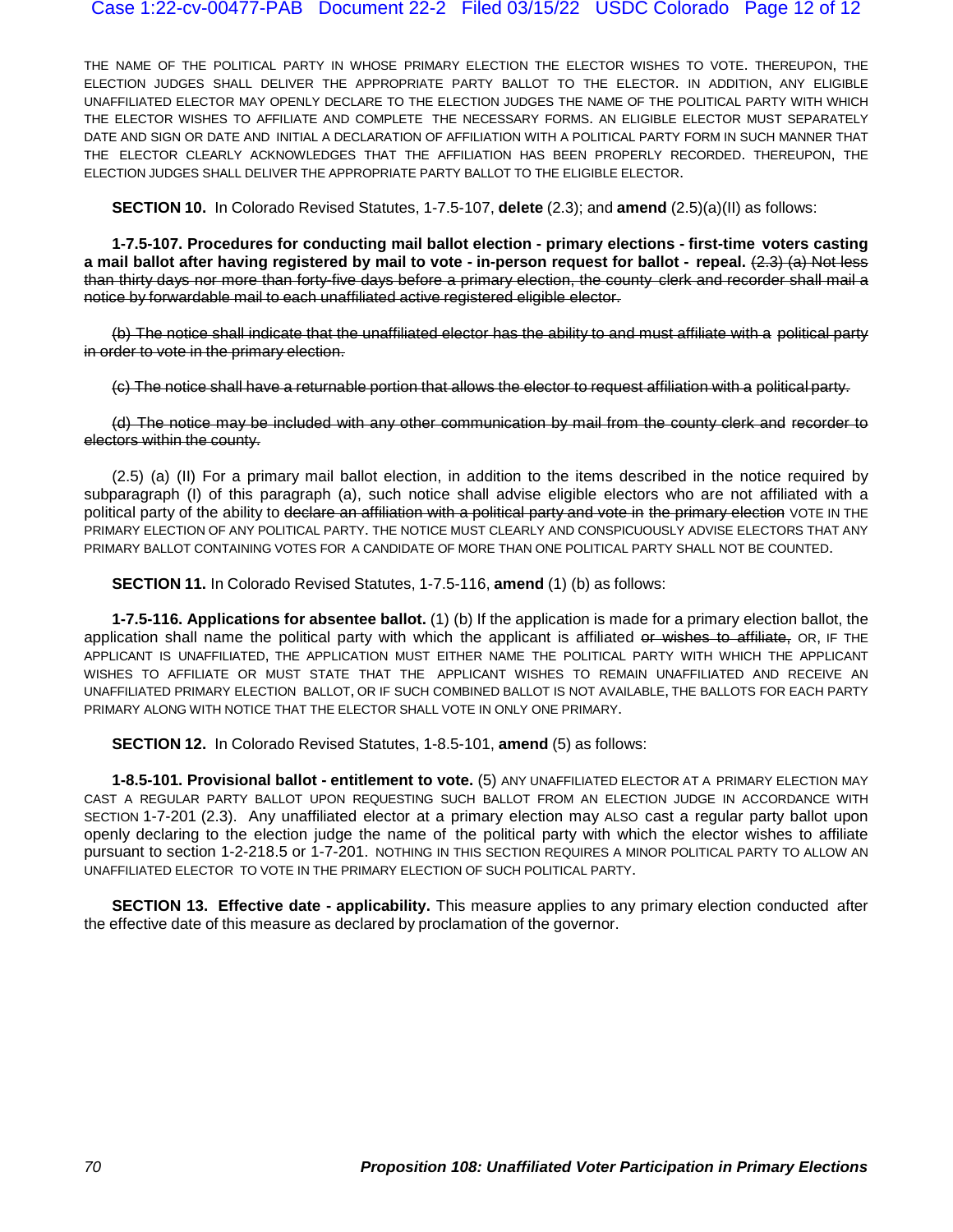THE NAME OF THE POLITICAL PARTY IN WHOSE PRIMARY ELECTION THE ELECTOR WISHES TO VOTE. THEREUPON, THE ELECTION JUDGES SHALL DELIVER THE APPROPRIATE PARTY BALLOT TO THE ELECTOR. IN ADDITION, ANY ELIGIBLE UNAFFILIATED ELECTOR MAY OPENLY DECLARE TO THE ELECTION JUDGES THE NAME OF THE POLITICAL PARTY WITH WHICH THE ELECTOR WISHES TO AFFILIATE AND COMPLETE THE NECESSARY FORMS. AN ELIGIBLE ELECTOR MUST SEPARATELY DATE AND SIGN OR DATE AND INITIAL A DECLARATION OF AFFILIATION WITH A POLITICAL PARTY FORM IN SUCH MANNER THAT THE ELECTOR CLEARLY ACKNOWLEDGES THAT THE AFFILIATION HAS BEEN PROPERLY RECORDED. THEREUPON, THE ELECTION JUDGES SHALL DELIVER THE APPROPRIATE PARTY BALLOT TO THE ELIGIBLE ELECTOR.

**SECTION 10.** In Colorado Revised Statutes, 1-7.5-107, **delete** (2.3); and **amend** (2.5)(a)(II) as follows:

**1-7.5-107. Procedures for conducting mail ballot election - primary elections - first-time voters casting a mail ballot after having registered by mail to vote - in-person request for ballot - repeal.** ~~(2.3) (a) Not less than thirty days nor more than forty-five days before a primary election, the county clerk and recorder shall mail a notice by forwardable mail to each unaffiliated active registered eligible elector.~~

~~(b) The notice shall indicate that the unaffiliated elector has the ability to and must affiliate with a political party in order to vote in the primary election.~~

~~(c) The notice shall have a returnable portion that allows the elector to request affiliation with a political party.~~

~~(d) The notice may be included with any other communication by mail from the county clerk and recorder to electors within the county.~~

(2.5) (a) (II) For a primary mail ballot election, in addition to the items described in the notice required by subparagraph (I) of this paragraph (a), such notice shall advise eligible electors who are not affiliated with a political party of the ability to ~~declare an affiliation with a political party and vote in the primary election~~ VOTE IN THE PRIMARY ELECTION OF ANY POLITICAL PARTY. THE NOTICE MUST CLEARLY AND CONSPICUOUSLY ADVISE ELECTORS THAT ANY PRIMARY BALLOT CONTAINING VOTES FOR A CANDIDATE OF MORE THAN ONE POLITICAL PARTY SHALL NOT BE COUNTED.

**SECTION 11.** In Colorado Revised Statutes, 1-7.5-116, **amend** (1) (b) as follows:

**1-7.5-116. Applications for absentee ballot.** (1) (b) If the application is made for a primary election ballot, the application shall name the political party with which the applicant is affiliated ~~or wishes to affiliate,~~ OR, IF THE APPLICANT IS UNAFFILIATED, THE APPLICATION MUST EITHER NAME THE POLITICAL PARTY WITH WHICH THE APPLICANT WISHES TO AFFILIATE OR MUST STATE THAT THE APPLICANT WISHES TO REMAIN UNAFFILIATED AND RECEIVE AN UNAFFILIATED PRIMARY ELECTION BALLOT, OR IF SUCH COMBINED BALLOT IS NOT AVAILABLE, THE BALLOTS FOR EACH PARTY PRIMARY ALONG WITH NOTICE THAT THE ELECTOR SHALL VOTE IN ONLY ONE PRIMARY.

**SECTION 12.** In Colorado Revised Statutes, 1-8.5-101, **amend** (5) as follows:

**1-8.5-101. Provisional ballot - entitlement to vote.** (5) ANY UNAFFILIATED ELECTOR AT A PRIMARY ELECTION MAY CAST A REGULAR PARTY BALLOT UPON REQUESTING SUCH BALLOT FROM AN ELECTION JUDGE IN ACCORDANCE WITH SECTION 1-7-201 (2.3). Any unaffiliated elector at a primary election may ALSO cast a regular party ballot upon openly declaring to the election judge the name of the political party with which the elector wishes to affiliate pursuant to section 1-2-218.5 or 1-7-201. NOTHING IN THIS SECTION REQUIRES A MINOR POLITICAL PARTY TO ALLOW AN UNAFFILIATED ELECTOR TO VOTE IN THE PRIMARY ELECTION OF SUCH POLITICAL PARTY.

**SECTION 13. Effective date - applicability.** This measure applies to any primary election conducted after the effective date of this measure as declared by proclamation of the governor.